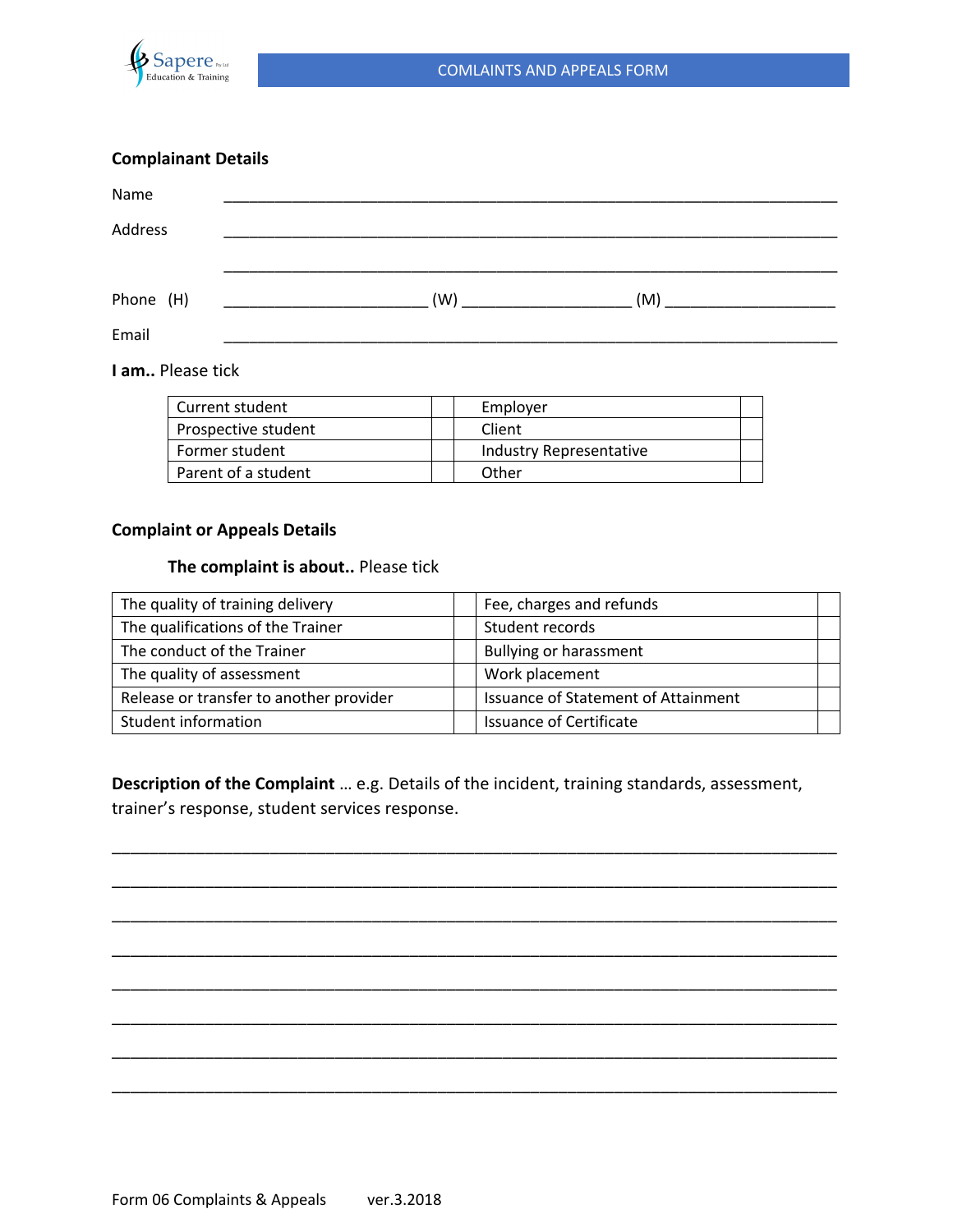Sapere Pty Ltd Education & Training

# COMLAINTS AND APPEALS FORM

**Complainant Details**

Name ______________________________________________________________________

Address ______________________________________________________________________

______________________________________________________________________

Phone (H) ________________________ (W) ____________________ (M) ____________________

Email ______________________________________________________________________

**I am..** Please tick

| | | | |
|---|---|---|---|
| Current student | | Employer | |
| Prospective student | | Client | |
| Former student | | Industry Representative | |
| Parent of a student | | Other | |

**Complaint or Appeals Details**

**The complaint is about..** Please tick

| | | | |
|---|---|---|---|
| The quality of training delivery | | Fee, charges and refunds | |
| The qualifications of the Trainer | | Student records | |
| The conduct of the Trainer | | Bullying or harassment | |
| The quality of assessment | | Work placement | |
| Release or transfer to another provider | | Issuance of Statement of Attainment | |
| Student information | | Issuance of Certificate | |

**Description of the Complaint** … e.g. Details of the incident, training standards, assessment, trainer's response, student services response.

______________________________________________________________________

______________________________________________________________________

______________________________________________________________________

______________________________________________________________________

______________________________________________________________________

______________________________________________________________________

______________________________________________________________________

______________________________________________________________________

Form 06 Complaints & Appeals ver.3.2018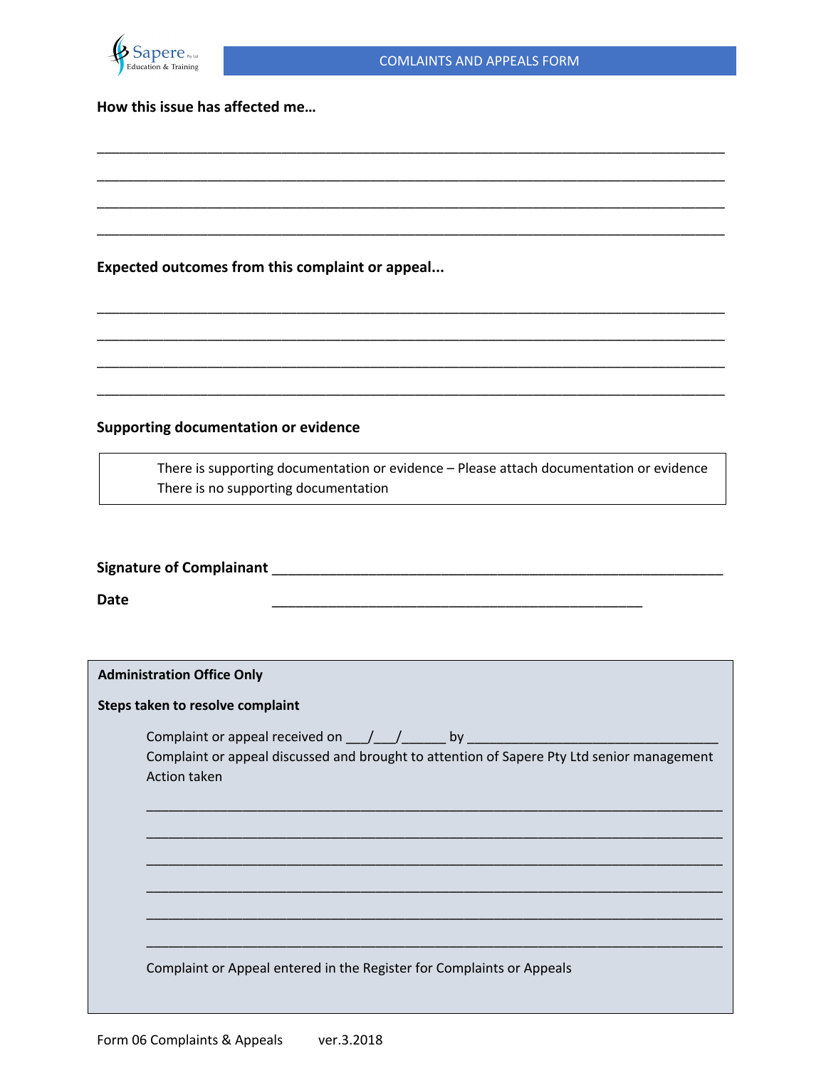**How this issue has affected me…**

______________________________________________________________________________

______________________________________________________________________________

______________________________________________________________________________

______________________________________________________________________________

**Expected outcomes from this complaint or appeal...**

______________________________________________________________________________

______________________________________________________________________________

______________________________________________________________________________

______________________________________________________________________________

**Supporting documentation or evidence**

| |
|---|
| There is supporting documentation or evidence – Please attach documentation or evidence<br>There is no supporting documentation |

**Signature of Complainant** ____________________________________________________

**Date** ____________________________________________

**Administration Office Only**

**Steps taken to resolve complaint**

Complaint or appeal received on ___/___/______ by ______________________________

Complaint or appeal discussed and brought to attention of Sapere Pty Ltd senior management

Action taken

______________________________________________________________________________

______________________________________________________________________________

______________________________________________________________________________

______________________________________________________________________________

______________________________________________________________________________

______________________________________________________________________________

Complaint or Appeal entered in the Register for Complaints or Appeals

Form 06 Complaints & Appeals ver.3.2018